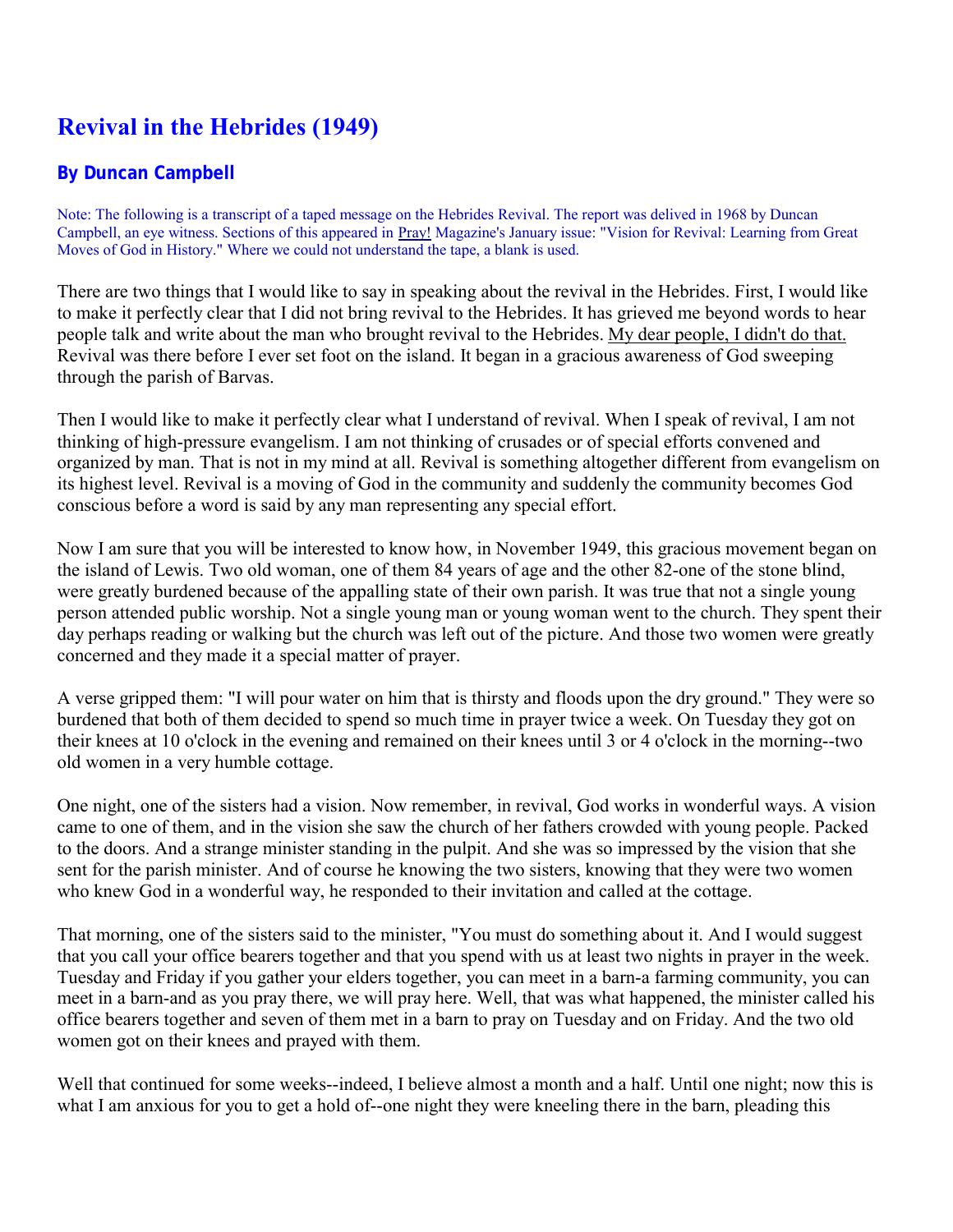# Revival in the Hebrides (1949)

## By Duncan Campbell

Note: The following is a transcript of a taped message on the Hebrides Revival. The report was delived in 1968 by Duncan Campbell, an eye witness. Sections of this appeared in Pray! Magazine's January issue: "Vision for Revival: Learning from Great Moves of God in History." Where we could not understand the tape, a blank is used.

There are two things that I would like to say in speaking about the revival in the Hebrides. First, I would like to make it perfectly clear that I did not bring revival to the Hebrides. It has grieved me beyond words to hear people talk and write about the man who brought revival to the Hebrides. My dear people, I didn't do that. Revival was there before I ever set foot on the island. It began in a gracious awareness of God sweeping through the parish of Barvas.

Then I would like to make it perfectly clear what I understand of revival. When I speak of revival, I am not thinking of high-pressure evangelism. I am not thinking of crusades or of special efforts convened and organized by man. That is not in my mind at all. Revival is something altogether different from evangelism on its highest level. Revival is a moving of God in the community and suddenly the community becomes God conscious before a word is said by any man representing any special effort.

Now I am sure that you will be interested to know how, in November 1949, this gracious movement began on the island of Lewis. Two old woman, one of them 84 years of age and the other 82-one of the stone blind, were greatly burdened because of the appalling state of their own parish. It was true that not a single young person attended public worship. Not a single young man or young woman went to the church. They spent their day perhaps reading or walking but the church was left out of the picture. And those two women were greatly concerned and they made it a special matter of prayer.

A verse gripped them: "I will pour water on him that is thirsty and floods upon the dry ground." They were so burdened that both of them decided to spend so much time in prayer twice a week. On Tuesday they got on their knees at 10 o'clock in the evening and remained on their knees until 3 or 4 o'clock in the morning--two old women in a very humble cottage.

One night, one of the sisters had a vision. Now remember, in revival, God works in wonderful ways. A vision came to one of them, and in the vision she saw the church of her fathers crowded with young people. Packed to the doors. And a strange minister standing in the pulpit. And she was so impressed by the vision that she sent for the parish minister. And of course he knowing the two sisters, knowing that they were two women who knew God in a wonderful way, he responded to their invitation and called at the cottage.

That morning, one of the sisters said to the minister, "You must do something about it. And I would suggest that you call your office bearers together and that you spend with us at least two nights in prayer in the week. Tuesday and Friday if you gather your elders together, you can meet in a barn-a farming community, you can meet in a barn-and as you pray there, we will pray here. Well, that was what happened, the minister called his office bearers together and seven of them met in a barn to pray on Tuesday and on Friday. And the two old women got on their knees and prayed with them.

Well that continued for some weeks--indeed, I believe almost a month and a half. Until one night; now this is what I am anxious for you to get a hold of--one night they were kneeling there in the barn, pleading this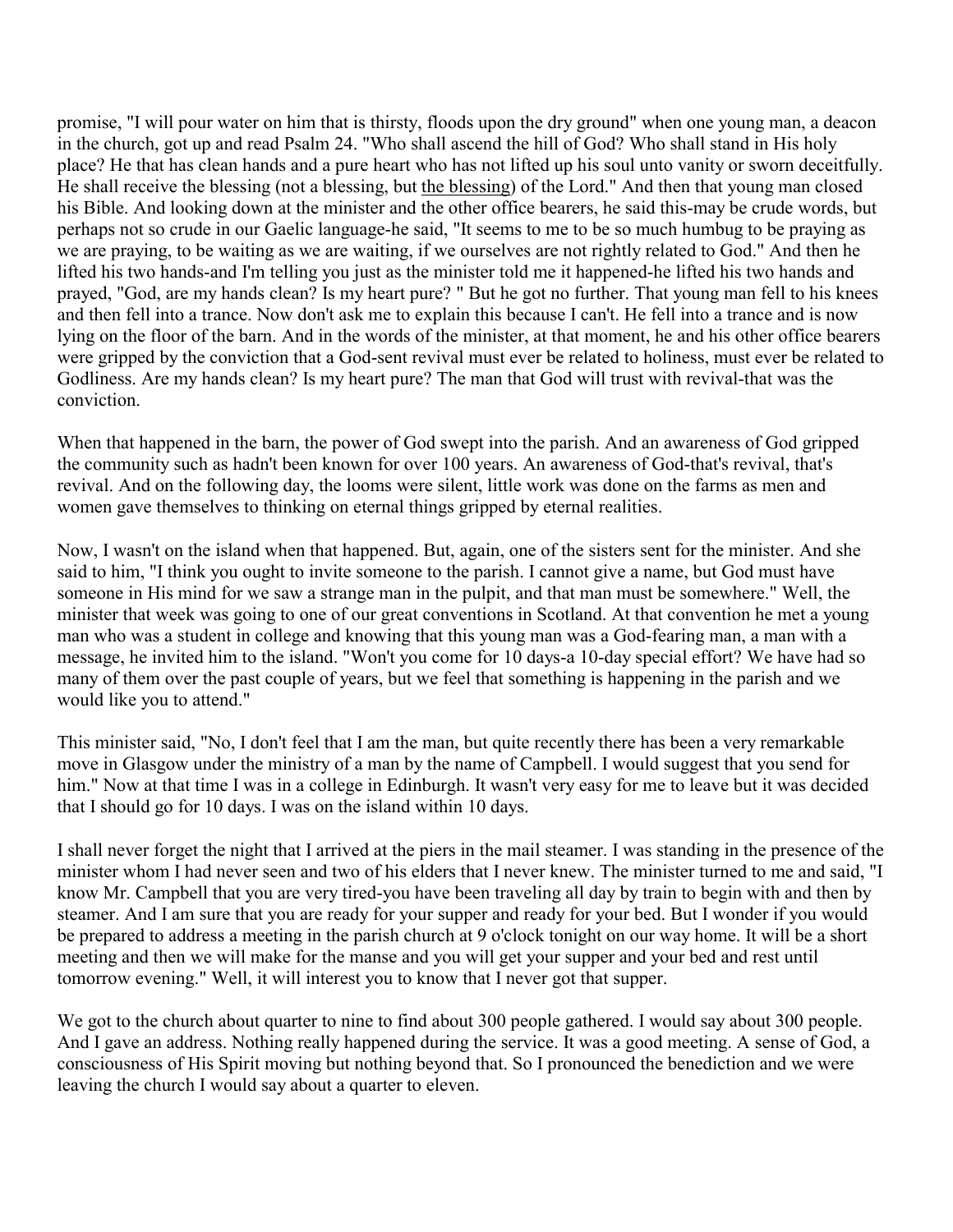promise, "I will pour water on him that is thirsty, floods upon the dry ground" when one young man, a deacon in the church, got up and read Psalm 24. "Who shall ascend the hill of God? Who shall stand in His holy place? He that has clean hands and a pure heart who has not lifted up his soul unto vanity or sworn deceitfully. He shall receive the blessing (not a blessing, but the blessing) of the Lord." And then that young man closed his Bible. And looking down at the minister and the other office bearers, he said this-may be crude words, but perhaps not so crude in our Gaelic language-he said, "It seems to me to be so much humbug to be praying as we are praying, to be waiting as we are waiting, if we ourselves are not rightly related to God." And then he lifted his two hands-and I'm telling you just as the minister told me it happened-he lifted his two hands and prayed, "God, are my hands clean? Is my heart pure? " But he got no further. That young man fell to his knees and then fell into a trance. Now don't ask me to explain this because I can't. He fell into a trance and is now lying on the floor of the barn. And in the words of the minister, at that moment, he and his other office bearers were gripped by the conviction that a God-sent revival must ever be related to holiness, must ever be related to Godliness. Are my hands clean? Is my heart pure? The man that God will trust with revival-that was the conviction.

When that happened in the barn, the power of God swept into the parish. And an awareness of God gripped the community such as hadn't been known for over 100 years. An awareness of God-that's revival, that's revival. And on the following day, the looms were silent, little work was done on the farms as men and women gave themselves to thinking on eternal things gripped by eternal realities.

Now, I wasn't on the island when that happened. But, again, one of the sisters sent for the minister. And she said to him, "I think you ought to invite someone to the parish. I cannot give a name, but God must have someone in His mind for we saw a strange man in the pulpit, and that man must be somewhere." Well, the minister that week was going to one of our great conventions in Scotland. At that convention he met a young man who was a student in college and knowing that this young man was a God-fearing man, a man with a message, he invited him to the island. "Won't you come for 10 days-a 10-day special effort? We have had so many of them over the past couple of years, but we feel that something is happening in the parish and we would like you to attend."

This minister said, "No, I don't feel that I am the man, but quite recently there has been a very remarkable move in Glasgow under the ministry of a man by the name of Campbell. I would suggest that you send for him." Now at that time I was in a college in Edinburgh. It wasn't very easy for me to leave but it was decided that I should go for 10 days. I was on the island within 10 days.

I shall never forget the night that I arrived at the piers in the mail steamer. I was standing in the presence of the minister whom I had never seen and two of his elders that I never knew. The minister turned to me and said, "I know Mr. Campbell that you are very tired-you have been traveling all day by train to begin with and then by steamer. And I am sure that you are ready for your supper and ready for your bed. But I wonder if you would be prepared to address a meeting in the parish church at 9 o'clock tonight on our way home. It will be a short meeting and then we will make for the manse and you will get your supper and your bed and rest until tomorrow evening." Well, it will interest you to know that I never got that supper.

We got to the church about quarter to nine to find about 300 people gathered. I would say about 300 people. And I gave an address. Nothing really happened during the service. It was a good meeting. A sense of God, a consciousness of His Spirit moving but nothing beyond that. So I pronounced the benediction and we were leaving the church I would say about a quarter to eleven.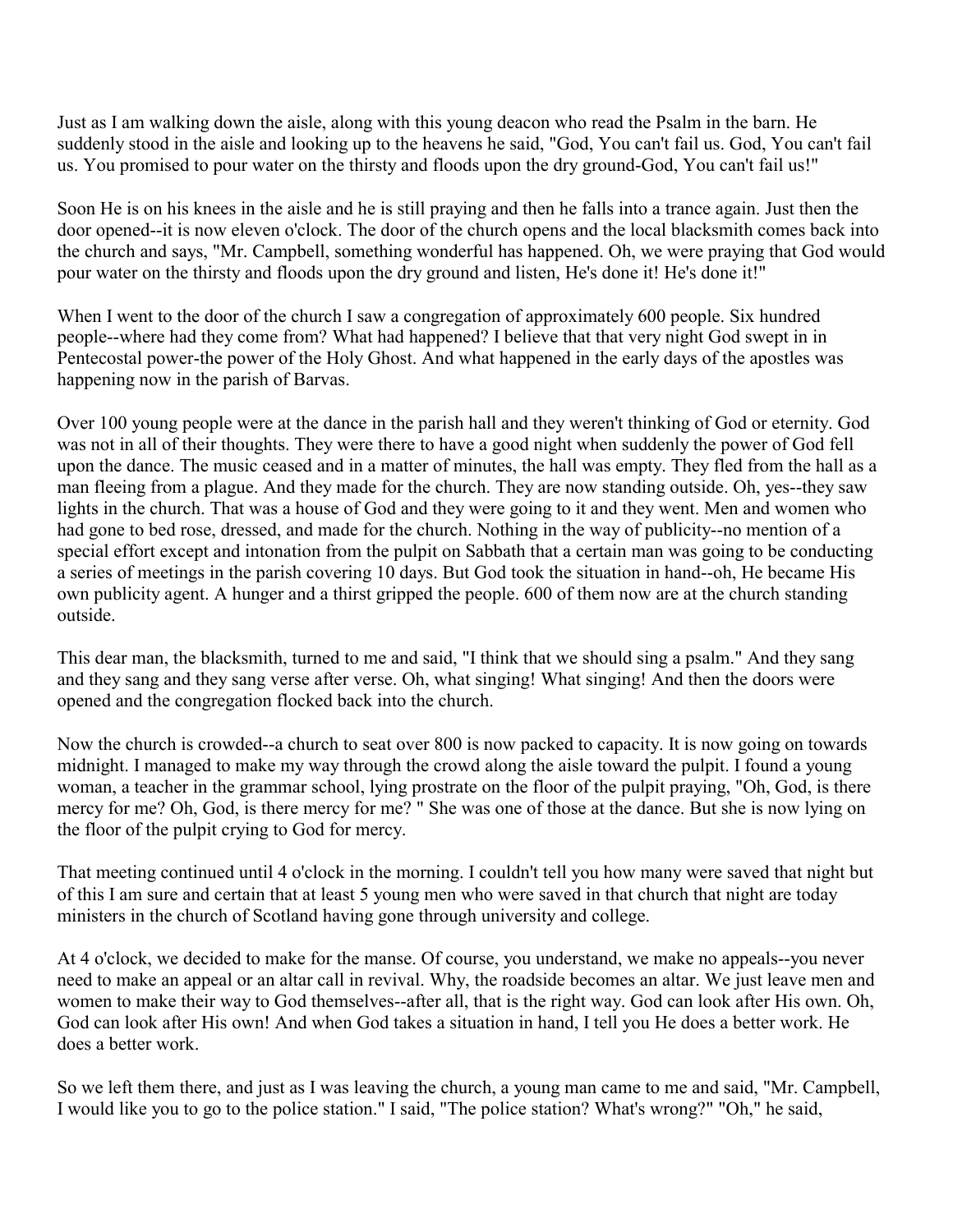Just as I am walking down the aisle, along with this young deacon who read the Psalm in the barn. He suddenly stood in the aisle and looking up to the heavens he said, "God, You can't fail us. God, You can't fail us. You promised to pour water on the thirsty and floods upon the dry ground-God, You can't fail us!"

Soon He is on his knees in the aisle and he is still praying and then he falls into a trance again. Just then the door opened--it is now eleven o'clock. The door of the church opens and the local blacksmith comes back into the church and says, "Mr. Campbell, something wonderful has happened. Oh, we were praying that God would pour water on the thirsty and floods upon the dry ground and listen, He's done it! He's done it!"

When I went to the door of the church I saw a congregation of approximately 600 people. Six hundred people--where had they come from? What had happened? I believe that that very night God swept in in Pentecostal power-the power of the Holy Ghost. And what happened in the early days of the apostles was happening now in the parish of Barvas.

Over 100 young people were at the dance in the parish hall and they weren't thinking of God or eternity. God was not in all of their thoughts. They were there to have a good night when suddenly the power of God fell upon the dance. The music ceased and in a matter of minutes, the hall was empty. They fled from the hall as a man fleeing from a plague. And they made for the church. They are now standing outside. Oh, yes--they saw lights in the church. That was a house of God and they were going to it and they went. Men and women who had gone to bed rose, dressed, and made for the church. Nothing in the way of publicity--no mention of a special effort except and intonation from the pulpit on Sabbath that a certain man was going to be conducting a series of meetings in the parish covering 10 days. But God took the situation in hand--oh, He became His own publicity agent. A hunger and a thirst gripped the people. 600 of them now are at the church standing outside.

This dear man, the blacksmith, turned to me and said, "I think that we should sing a psalm." And they sang and they sang and they sang verse after verse. Oh, what singing! What singing! And then the doors were opened and the congregation flocked back into the church.

Now the church is crowded--a church to seat over 800 is now packed to capacity. It is now going on towards midnight. I managed to make my way through the crowd along the aisle toward the pulpit. I found a young woman, a teacher in the grammar school, lying prostrate on the floor of the pulpit praying, "Oh, God, is there mercy for me? Oh, God, is there mercy for me? " She was one of those at the dance. But she is now lying on the floor of the pulpit crying to God for mercy.

That meeting continued until 4 o'clock in the morning. I couldn't tell you how many were saved that night but of this I am sure and certain that at least 5 young men who were saved in that church that night are today ministers in the church of Scotland having gone through university and college.

At 4 o'clock, we decided to make for the manse. Of course, you understand, we make no appeals--you never need to make an appeal or an altar call in revival. Why, the roadside becomes an altar. We just leave men and women to make their way to God themselves--after all, that is the right way. God can look after His own. Oh, God can look after His own! And when God takes a situation in hand, I tell you He does a better work. He does a better work.

So we left them there, and just as I was leaving the church, a young man came to me and said, "Mr. Campbell, I would like you to go to the police station." I said, "The police station? What's wrong?" "Oh," he said,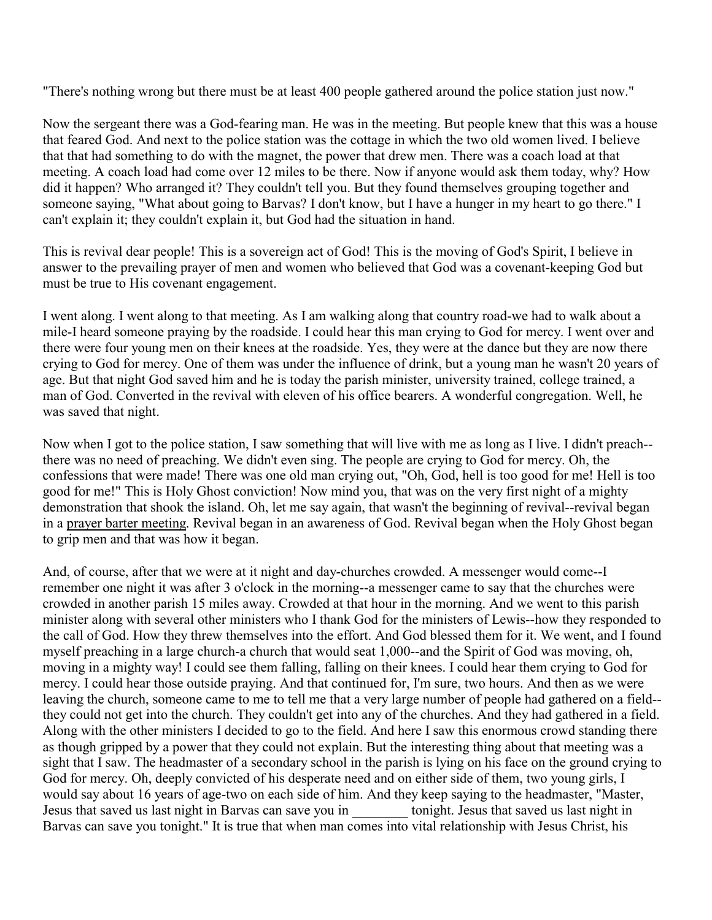"There's nothing wrong but there must be at least 400 people gathered around the police station just now."

Now the sergeant there was a God-fearing man. He was in the meeting. But people knew that this was a house that feared God. And next to the police station was the cottage in which the two old women lived. I believe that that had something to do with the magnet, the power that drew men. There was a coach load at that meeting. A coach load had come over 12 miles to be there. Now if anyone would ask them today, why? How did it happen? Who arranged it? They couldn't tell you. But they found themselves grouping together and someone saying, "What about going to Barvas? I don't know, but I have a hunger in my heart to go there." I can't explain it; they couldn't explain it, but God had the situation in hand.

This is revival dear people! This is a sovereign act of God! This is the moving of God's Spirit, I believe in answer to the prevailing prayer of men and women who believed that God was a covenant-keeping God but must be true to His covenant engagement.

I went along. I went along to that meeting. As I am walking along that country road-we had to walk about a mile-I heard someone praying by the roadside. I could hear this man crying to God for mercy. I went over and there were four young men on their knees at the roadside. Yes, they were at the dance but they are now there crying to God for mercy. One of them was under the influence of drink, but a young man he wasn't 20 years of age. But that night God saved him and he is today the parish minister, university trained, college trained, a man of God. Converted in the revival with eleven of his office bearers. A wonderful congregation. Well, he was saved that night.

Now when I got to the police station, I saw something that will live with me as long as I live. I didn't preach--there was no need of preaching. We didn't even sing. The people are crying to God for mercy. Oh, the confessions that were made! There was one old man crying out, "Oh, God, hell is too good for me! Hell is too good for me!" This is Holy Ghost conviction! Now mind you, that was on the very first night of a mighty demonstration that shook the island. Oh, let me say again, that wasn't the beginning of revival--revival began in a prayer barter meeting. Revival began in an awareness of God. Revival began when the Holy Ghost began to grip men and that was how it began.

And, of course, after that we were at it night and day-churches crowded. A messenger would come--I remember one night it was after 3 o'clock in the morning--a messenger came to say that the churches were crowded in another parish 15 miles away. Crowded at that hour in the morning. And we went to this parish minister along with several other ministers who I thank God for the ministers of Lewis--how they responded to the call of God. How they threw themselves into the effort. And God blessed them for it. We went, and I found myself preaching in a large church-a church that would seat 1,000--and the Spirit of God was moving, oh, moving in a mighty way! I could see them falling, falling on their knees. I could hear them crying to God for mercy. I could hear those outside praying. And that continued for, I'm sure, two hours. And then as we were leaving the church, someone came to me to tell me that a very large number of people had gathered on a field--they could not get into the church. They couldn't get into any of the churches. And they had gathered in a field. Along with the other ministers I decided to go to the field. And here I saw this enormous crowd standing there as though gripped by a power that they could not explain. But the interesting thing about that meeting was a sight that I saw. The headmaster of a secondary school in the parish is lying on his face on the ground crying to God for mercy. Oh, deeply convicted of his desperate need and on either side of them, two young girls, I would say about 16 years of age-two on each side of him. And they keep saying to the headmaster, "Master, Jesus that saved us last night in Barvas can save you in ________ tonight. Jesus that saved us last night in Barvas can save you tonight." It is true that when man comes into vital relationship with Jesus Christ, his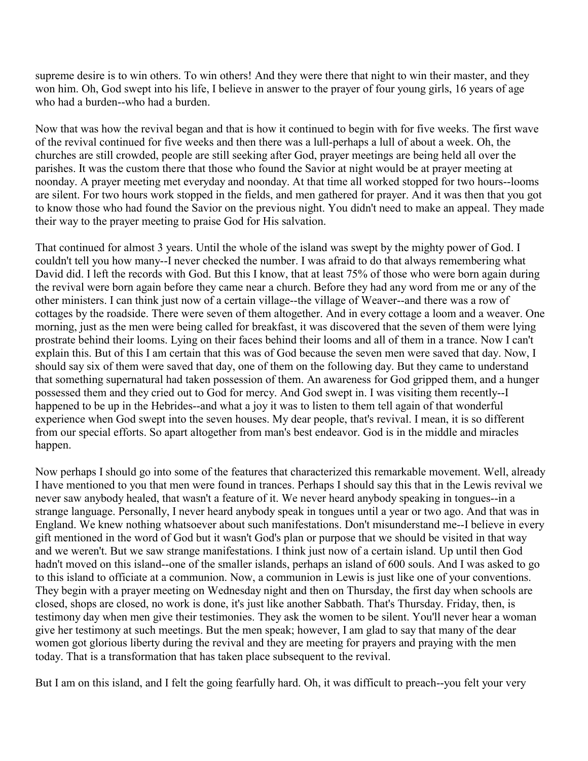supreme desire is to win others. To win others! And they were there that night to win their master, and they won him. Oh, God swept into his life, I believe in answer to the prayer of four young girls, 16 years of age who had a burden--who had a burden.

Now that was how the revival began and that is how it continued to begin with for five weeks. The first wave of the revival continued for five weeks and then there was a lull-perhaps a lull of about a week. Oh, the churches are still crowded, people are still seeking after God, prayer meetings are being held all over the parishes. It was the custom there that those who found the Savior at night would be at prayer meeting at noonday. A prayer meeting met everyday and noonday. At that time all worked stopped for two hours--looms are silent. For two hours work stopped in the fields, and men gathered for prayer. And it was then that you got to know those who had found the Savior on the previous night. You didn't need to make an appeal. They made their way to the prayer meeting to praise God for His salvation.

That continued for almost 3 years. Until the whole of the island was swept by the mighty power of God. I couldn't tell you how many--I never checked the number. I was afraid to do that always remembering what David did. I left the records with God. But this I know, that at least 75% of those who were born again during the revival were born again before they came near a church. Before they had any word from me or any of the other ministers. I can think just now of a certain village--the village of Weaver--and there was a row of cottages by the roadside. There were seven of them altogether. And in every cottage a loom and a weaver. One morning, just as the men were being called for breakfast, it was discovered that the seven of them were lying prostrate behind their looms. Lying on their faces behind their looms and all of them in a trance. Now I can't explain this. But of this I am certain that this was of God because the seven men were saved that day. Now, I should say six of them were saved that day, one of them on the following day. But they came to understand that something supernatural had taken possession of them. An awareness for God gripped them, and a hunger possessed them and they cried out to God for mercy. And God swept in. I was visiting them recently--I happened to be up in the Hebrides--and what a joy it was to listen to them tell again of that wonderful experience when God swept into the seven houses. My dear people, that's revival. I mean, it is so different from our special efforts. So apart altogether from man's best endeavor. God is in the middle and miracles happen.

Now perhaps I should go into some of the features that characterized this remarkable movement. Well, already I have mentioned to you that men were found in trances. Perhaps I should say this that in the Lewis revival we never saw anybody healed, that wasn't a feature of it. We never heard anybody speaking in tongues--in a strange language. Personally, I never heard anybody speak in tongues until a year or two ago. And that was in England. We knew nothing whatsoever about such manifestations. Don't misunderstand me--I believe in every gift mentioned in the word of God but it wasn't God's plan or purpose that we should be visited in that way and we weren't. But we saw strange manifestations. I think just now of a certain island. Up until then God hadn't moved on this island--one of the smaller islands, perhaps an island of 600 souls. And I was asked to go to this island to officiate at a communion. Now, a communion in Lewis is just like one of your conventions. They begin with a prayer meeting on Wednesday night and then on Thursday, the first day when schools are closed, shops are closed, no work is done, it's just like another Sabbath. That's Thursday. Friday, then, is testimony day when men give their testimonies. They ask the women to be silent. You'll never hear a woman give her testimony at such meetings. But the men speak; however, I am glad to say that many of the dear women got glorious liberty during the revival and they are meeting for prayers and praying with the men today. That is a transformation that has taken place subsequent to the revival.

But I am on this island, and I felt the going fearfully hard. Oh, it was difficult to preach--you felt your very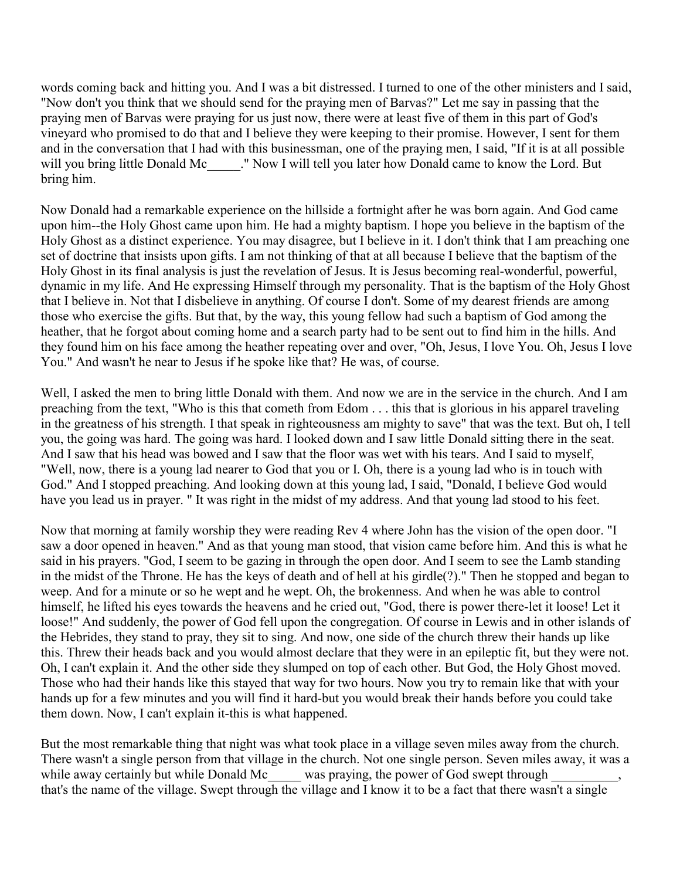words coming back and hitting you. And I was a bit distressed. I turned to one of the other ministers and I said, "Now don't you think that we should send for the praying men of Barvas?" Let me say in passing that the praying men of Barvas were praying for us just now, there were at least five of them in this part of God's vineyard who promised to do that and I believe they were keeping to their promise. However, I sent for them and in the conversation that I had with this businessman, one of the praying men, I said, "If it is at all possible will you bring little Donald Mc_____." Now I will tell you later how Donald came to know the Lord. But bring him.

Now Donald had a remarkable experience on the hillside a fortnight after he was born again. And God came upon him--the Holy Ghost came upon him. He had a mighty baptism. I hope you believe in the baptism of the Holy Ghost as a distinct experience. You may disagree, but I believe in it. I don't think that I am preaching one set of doctrine that insists upon gifts. I am not thinking of that at all because I believe that the baptism of the Holy Ghost in its final analysis is just the revelation of Jesus. It is Jesus becoming real-wonderful, powerful, dynamic in my life. And He expressing Himself through my personality. That is the baptism of the Holy Ghost that I believe in. Not that I disbelieve in anything. Of course I don't. Some of my dearest friends are among those who exercise the gifts. But that, by the way, this young fellow had such a baptism of God among the heather, that he forgot about coming home and a search party had to be sent out to find him in the hills. And they found him on his face among the heather repeating over and over, "Oh, Jesus, I love You. Oh, Jesus I love You." And wasn't he near to Jesus if he spoke like that? He was, of course.

Well, I asked the men to bring little Donald with them. And now we are in the service in the church. And I am preaching from the text, "Who is this that cometh from Edom . . . this that is glorious in his apparel traveling in the greatness of his strength. I that speak in righteousness am mighty to save" that was the text. But oh, I tell you, the going was hard. The going was hard. I looked down and I saw little Donald sitting there in the seat. And I saw that his head was bowed and I saw that the floor was wet with his tears. And I said to myself, "Well, now, there is a young lad nearer to God that you or I. Oh, there is a young lad who is in touch with God." And I stopped preaching. And looking down at this young lad, I said, "Donald, I believe God would have you lead us in prayer. " It was right in the midst of my address. And that young lad stood to his feet.

Now that morning at family worship they were reading Rev 4 where John has the vision of the open door. "I saw a door opened in heaven." And as that young man stood, that vision came before him. And this is what he said in his prayers. "God, I seem to be gazing in through the open door. And I seem to see the Lamb standing in the midst of the Throne. He has the keys of death and of hell at his girdle(?)." Then he stopped and began to weep. And for a minute or so he wept and he wept. Oh, the brokenness. And when he was able to control himself, he lifted his eyes towards the heavens and he cried out, "God, there is power there-let it loose! Let it loose!" And suddenly, the power of God fell upon the congregation. Of course in Lewis and in other islands of the Hebrides, they stand to pray, they sit to sing. And now, one side of the church threw their hands up like this. Threw their heads back and you would almost declare that they were in an epileptic fit, but they were not. Oh, I can't explain it. And the other side they slumped on top of each other. But God, the Holy Ghost moved. Those who had their hands like this stayed that way for two hours. Now you try to remain like that with your hands up for a few minutes and you will find it hard-but you would break their hands before you could take them down. Now, I can't explain it-this is what happened.

But the most remarkable thing that night was what took place in a village seven miles away from the church. There wasn't a single person from that village in the church. Not one single person. Seven miles away, it was a while away certainly but while Donald Mc_____ was praying, the power of God swept through __________, that's the name of the village. Swept through the village and I know it to be a fact that there wasn't a single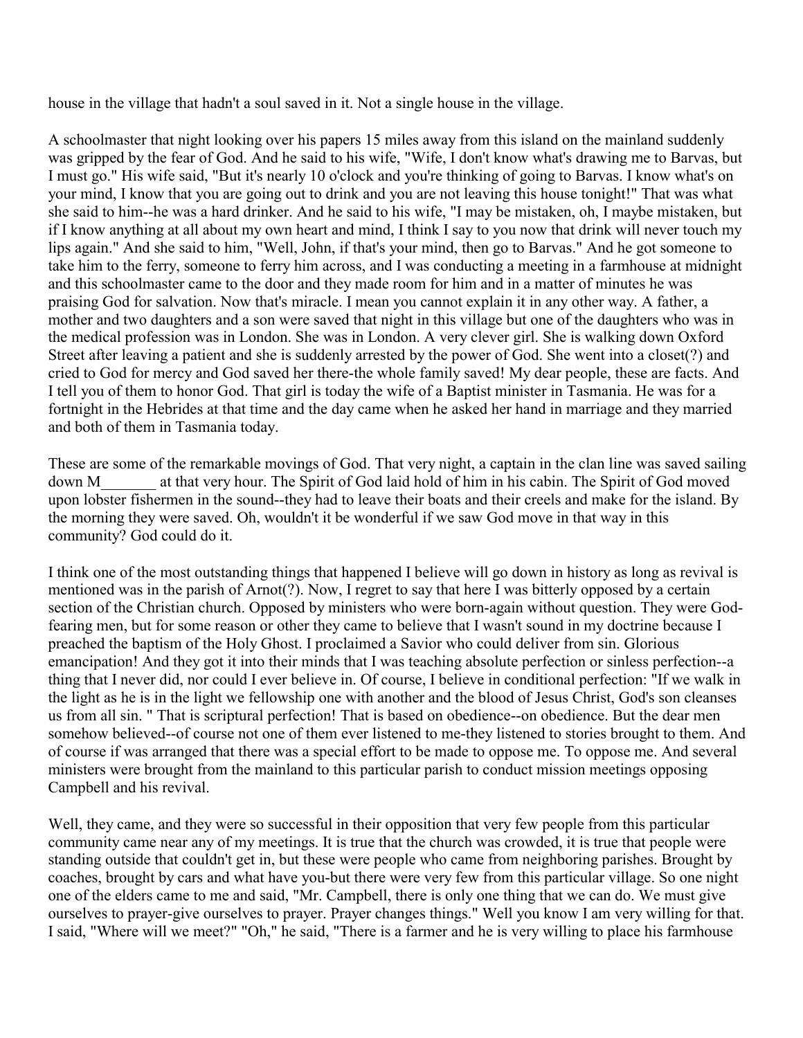house in the village that hadn't a soul saved in it. Not a single house in the village.

A schoolmaster that night looking over his papers 15 miles away from this island on the mainland suddenly was gripped by the fear of God. And he said to his wife, "Wife, I don't know what's drawing me to Barvas, but I must go." His wife said, "But it's nearly 10 o'clock and you're thinking of going to Barvas. I know what's on your mind, I know that you are going out to drink and you are not leaving this house tonight!" That was what she said to him--he was a hard drinker. And he said to his wife, "I may be mistaken, oh, I maybe mistaken, but if I know anything at all about my own heart and mind, I think I say to you now that drink will never touch my lips again." And she said to him, "Well, John, if that's your mind, then go to Barvas." And he got someone to take him to the ferry, someone to ferry him across, and I was conducting a meeting in a farmhouse at midnight and this schoolmaster came to the door and they made room for him and in a matter of minutes he was praising God for salvation. Now that's miracle. I mean you cannot explain it in any other way. A father, a mother and two daughters and a son were saved that night in this village but one of the daughters who was in the medical profession was in London. She was in London. A very clever girl. She is walking down Oxford Street after leaving a patient and she is suddenly arrested by the power of God. She went into a closet(?) and cried to God for mercy and God saved her there-the whole family saved! My dear people, these are facts. And I tell you of them to honor God. That girl is today the wife of a Baptist minister in Tasmania. He was for a fortnight in the Hebrides at that time and the day came when he asked her hand in marriage and they married and both of them in Tasmania today.

These are some of the remarkable movings of God. That very night, a captain in the clan line was saved sailing down M_______ at that very hour. The Spirit of God laid hold of him in his cabin. The Spirit of God moved upon lobster fishermen in the sound--they had to leave their boats and their creels and make for the island. By the morning they were saved. Oh, wouldn't it be wonderful if we saw God move in that way in this community? God could do it.

I think one of the most outstanding things that happened I believe will go down in history as long as revival is mentioned was in the parish of Arnot(?). Now, I regret to say that here I was bitterly opposed by a certain section of the Christian church. Opposed by ministers who were born-again without question. They were God-fearing men, but for some reason or other they came to believe that I wasn't sound in my doctrine because I preached the baptism of the Holy Ghost. I proclaimed a Savior who could deliver from sin. Glorious emancipation! And they got it into their minds that I was teaching absolute perfection or sinless perfection--a thing that I never did, nor could I ever believe in. Of course, I believe in conditional perfection: "If we walk in the light as he is in the light we fellowship one with another and the blood of Jesus Christ, God's son cleanses us from all sin. " That is scriptural perfection! That is based on obedience--on obedience. But the dear men somehow believed--of course not one of them ever listened to me-they listened to stories brought to them. And of course if was arranged that there was a special effort to be made to oppose me. To oppose me. And several ministers were brought from the mainland to this particular parish to conduct mission meetings opposing Campbell and his revival.

Well, they came, and they were so successful in their opposition that very few people from this particular community came near any of my meetings. It is true that the church was crowded, it is true that people were standing outside that couldn't get in, but these were people who came from neighboring parishes. Brought by coaches, brought by cars and what have you-but there were very few from this particular village. So one night one of the elders came to me and said, "Mr. Campbell, there is only one thing that we can do. We must give ourselves to prayer-give ourselves to prayer. Prayer changes things." Well you know I am very willing for that. I said, "Where will we meet?" "Oh," he said, "There is a farmer and he is very willing to place his farmhouse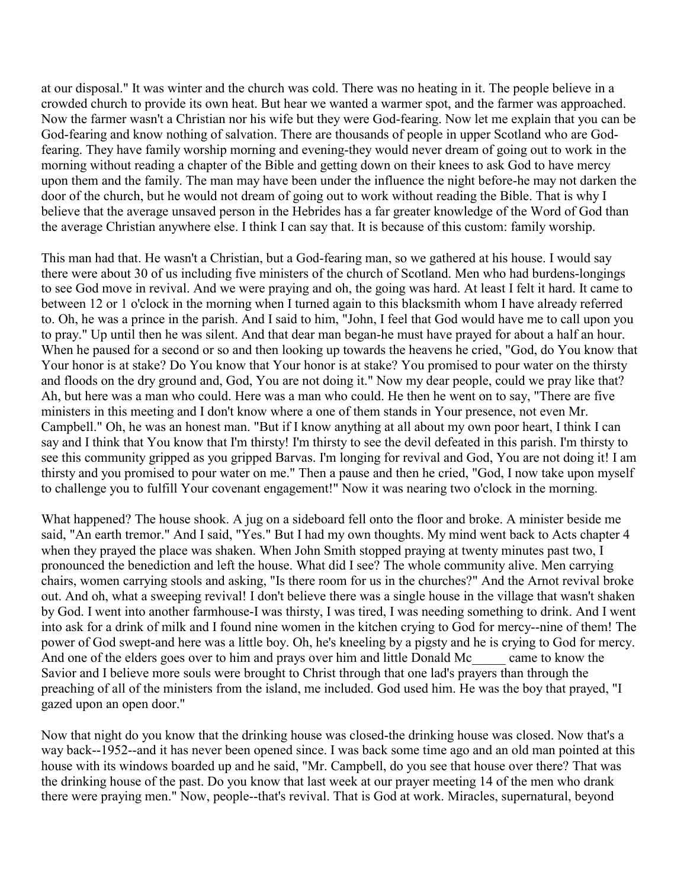at our disposal." It was winter and the church was cold. There was no heating in it. The people believe in a crowded church to provide its own heat. But hear we wanted a warmer spot, and the farmer was approached. Now the farmer wasn't a Christian nor his wife but they were God-fearing. Now let me explain that you can be God-fearing and know nothing of salvation. There are thousands of people in upper Scotland who are God-fearing. They have family worship morning and evening-they would never dream of going out to work in the morning without reading a chapter of the Bible and getting down on their knees to ask God to have mercy upon them and the family. The man may have been under the influence the night before-he may not darken the door of the church, but he would not dream of going out to work without reading the Bible. That is why I believe that the average unsaved person in the Hebrides has a far greater knowledge of the Word of God than the average Christian anywhere else. I think I can say that. It is because of this custom: family worship.

This man had that. He wasn't a Christian, but a God-fearing man, so we gathered at his house. I would say there were about 30 of us including five ministers of the church of Scotland. Men who had burdens-longings to see God move in revival. And we were praying and oh, the going was hard. At least I felt it hard. It came to between 12 or 1 o'clock in the morning when I turned again to this blacksmith whom I have already referred to. Oh, he was a prince in the parish. And I said to him, "John, I feel that God would have me to call upon you to pray." Up until then he was silent. And that dear man began-he must have prayed for about a half an hour. When he paused for a second or so and then looking up towards the heavens he cried, "God, do You know that Your honor is at stake? Do You know that Your honor is at stake? You promised to pour water on the thirsty and floods on the dry ground and, God, You are not doing it." Now my dear people, could we pray like that? Ah, but here was a man who could. Here was a man who could. He then he went on to say, "There are five ministers in this meeting and I don't know where a one of them stands in Your presence, not even Mr. Campbell." Oh, he was an honest man. "But if I know anything at all about my own poor heart, I think I can say and I think that You know that I'm thirsty! I'm thirsty to see the devil defeated in this parish. I'm thirsty to see this community gripped as you gripped Barvas. I'm longing for revival and God, You are not doing it! I am thirsty and you promised to pour water on me." Then a pause and then he cried, "God, I now take upon myself to challenge you to fulfill Your covenant engagement!" Now it was nearing two o'clock in the morning.

What happened? The house shook. A jug on a sideboard fell onto the floor and broke. A minister beside me said, "An earth tremor." And I said, "Yes." But I had my own thoughts. My mind went back to Acts chapter 4 when they prayed the place was shaken. When John Smith stopped praying at twenty minutes past two, I pronounced the benediction and left the house. What did I see? The whole community alive. Men carrying chairs, women carrying stools and asking, "Is there room for us in the churches?" And the Arnot revival broke out. And oh, what a sweeping revival! I don't believe there was a single house in the village that wasn't shaken by God. I went into another farmhouse-I was thirsty, I was tired, I was needing something to drink. And I went into ask for a drink of milk and I found nine women in the kitchen crying to God for mercy--nine of them! The power of God swept-and here was a little boy. Oh, he's kneeling by a pigsty and he is crying to God for mercy. And one of the elders goes over to him and prays over him and little Donald Mc_____ came to know the Savior and I believe more souls were brought to Christ through that one lad's prayers than through the preaching of all of the ministers from the island, me included. God used him. He was the boy that prayed, "I gazed upon an open door."

Now that night do you know that the drinking house was closed-the drinking house was closed. Now that's a way back--1952--and it has never been opened since. I was back some time ago and an old man pointed at this house with its windows boarded up and he said, "Mr. Campbell, do you see that house over there? That was the drinking house of the past. Do you know that last week at our prayer meeting 14 of the men who drank there were praying men." Now, people--that's revival. That is God at work. Miracles, supernatural, beyond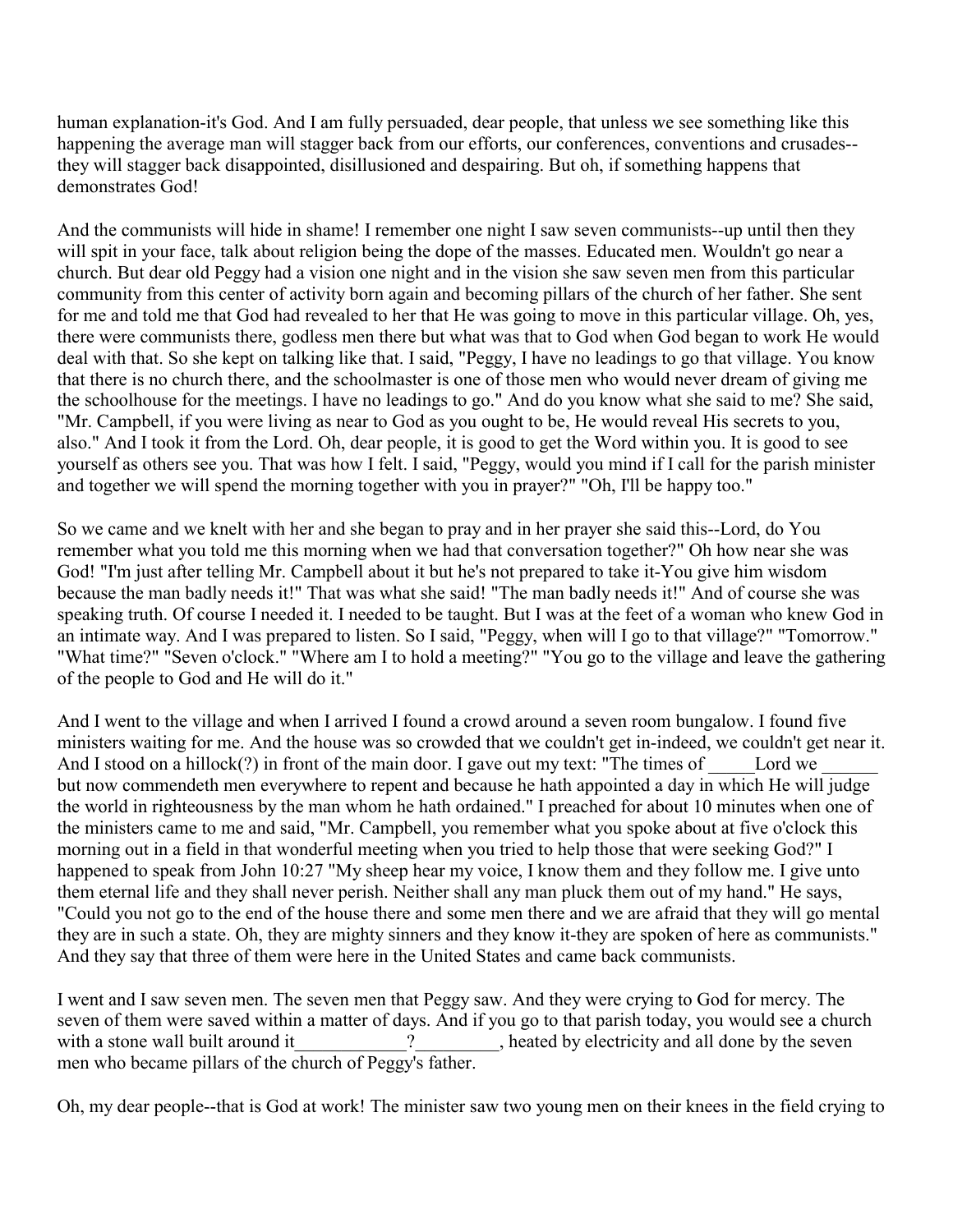human explanation-it's God. And I am fully persuaded, dear people, that unless we see something like this happening the average man will stagger back from our efforts, our conferences, conventions and crusades--they will stagger back disappointed, disillusioned and despairing. But oh, if something happens that demonstrates God!

And the communists will hide in shame! I remember one night I saw seven communists--up until then they will spit in your face, talk about religion being the dope of the masses. Educated men. Wouldn't go near a church. But dear old Peggy had a vision one night and in the vision she saw seven men from this particular community from this center of activity born again and becoming pillars of the church of her father. She sent for me and told me that God had revealed to her that He was going to move in this particular village. Oh, yes, there were communists there, godless men there but what was that to God when God began to work He would deal with that. So she kept on talking like that. I said, "Peggy, I have no leadings to go that village. You know that there is no church there, and the schoolmaster is one of those men who would never dream of giving me the schoolhouse for the meetings. I have no leadings to go." And do you know what she said to me? She said, "Mr. Campbell, if you were living as near to God as you ought to be, He would reveal His secrets to you, also." And I took it from the Lord. Oh, dear people, it is good to get the Word within you. It is good to see yourself as others see you. That was how I felt. I said, "Peggy, would you mind if I call for the parish minister and together we will spend the morning together with you in prayer?" "Oh, I'll be happy too."

So we came and we knelt with her and she began to pray and in her prayer she said this--Lord, do You remember what you told me this morning when we had that conversation together?" Oh how near she was God! "I'm just after telling Mr. Campbell about it but he's not prepared to take it-You give him wisdom because the man badly needs it!" That was what she said! "The man badly needs it!" And of course she was speaking truth. Of course I needed it. I needed to be taught. But I was at the feet of a woman who knew God in an intimate way. And I was prepared to listen. So I said, "Peggy, when will I go to that village?" "Tomorrow." "What time?" "Seven o'clock." "Where am I to hold a meeting?" "You go to the village and leave the gathering of the people to God and He will do it."

And I went to the village and when I arrived I found a crowd around a seven room bungalow. I found five ministers waiting for me. And the house was so crowded that we couldn't get in-indeed, we couldn't get near it. And I stood on a hillock(?) in front of the main door. I gave out my text: "The times of _____Lord we ______ but now commendeth men everywhere to repent and because he hath appointed a day in which He will judge the world in righteousness by the man whom he hath ordained." I preached for about 10 minutes when one of the ministers came to me and said, "Mr. Campbell, you remember what you spoke about at five o'clock this morning out in a field in that wonderful meeting when you tried to help those that were seeking God?" I happened to speak from John 10:27 "My sheep hear my voice, I know them and they follow me. I give unto them eternal life and they shall never perish. Neither shall any man pluck them out of my hand." He says, "Could you not go to the end of the house there and some men there and we are afraid that they will go mental they are in such a state. Oh, they are mighty sinners and they know it-they are spoken of here as communists." And they say that three of them were here in the United States and came back communists.

I went and I saw seven men. The seven men that Peggy saw. And they were crying to God for mercy. The seven of them were saved within a matter of days. And if you go to that parish today, you would see a church with a stone wall built around it____________?_________, heated by electricity and all done by the seven men who became pillars of the church of Peggy's father.

Oh, my dear people--that is God at work! The minister saw two young men on their knees in the field crying to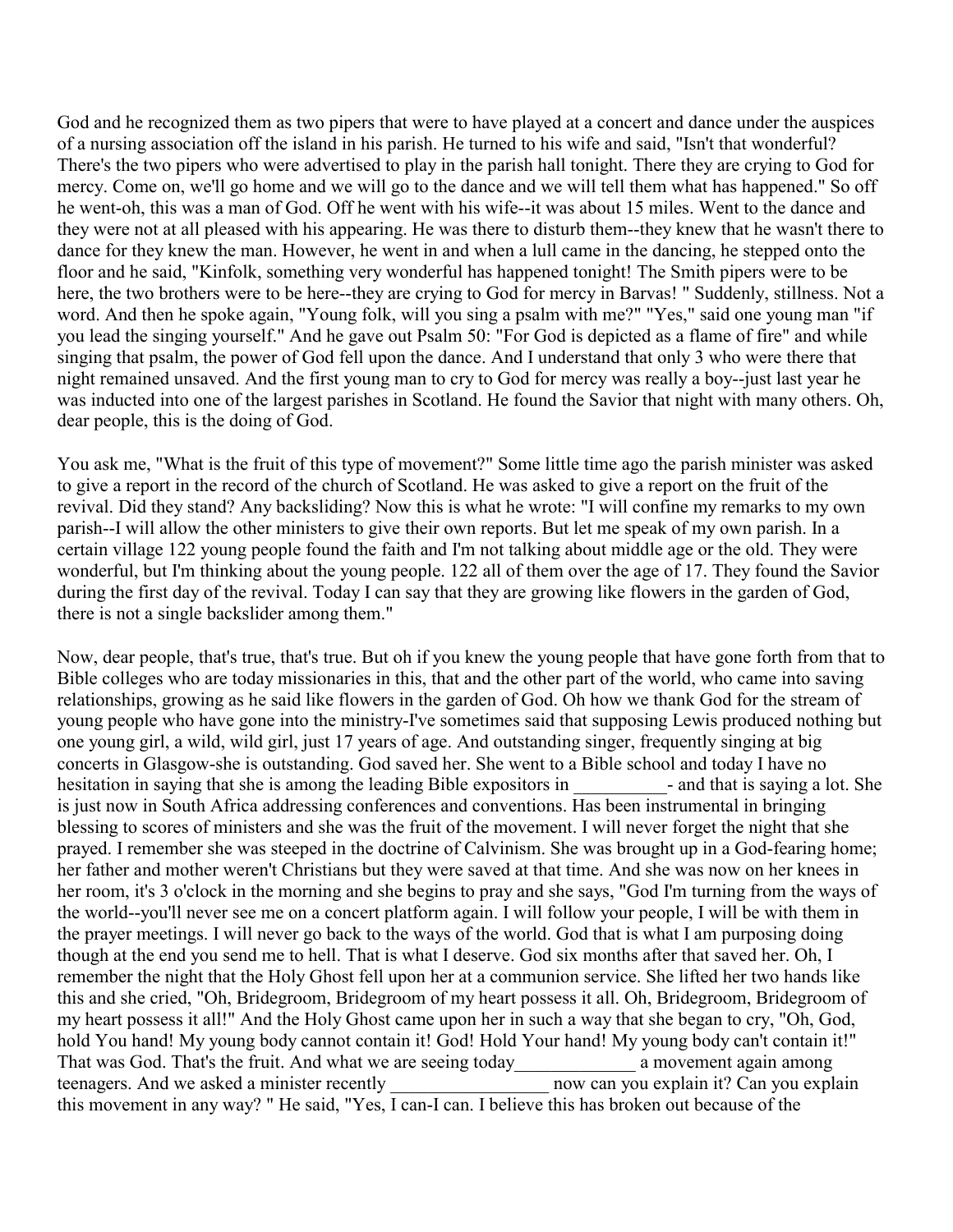God and he recognized them as two pipers that were to have played at a concert and dance under the auspices of a nursing association off the island in his parish. He turned to his wife and said, "Isn't that wonderful? There's the two pipers who were advertised to play in the parish hall tonight. There they are crying to God for mercy. Come on, we'll go home and we will go to the dance and we will tell them what has happened." So off he went-oh, this was a man of God. Off he went with his wife--it was about 15 miles. Went to the dance and they were not at all pleased with his appearing. He was there to disturb them--they knew that he wasn't there to dance for they knew the man. However, he went in and when a lull came in the dancing, he stepped onto the floor and he said, "Kinfolk, something very wonderful has happened tonight! The Smith pipers were to be here, the two brothers were to be here--they are crying to God for mercy in Barvas! " Suddenly, stillness. Not a word. And then he spoke again, "Young folk, will you sing a psalm with me?" "Yes," said one young man "if you lead the singing yourself." And he gave out Psalm 50: "For God is depicted as a flame of fire" and while singing that psalm, the power of God fell upon the dance. And I understand that only 3 who were there that night remained unsaved. And the first young man to cry to God for mercy was really a boy--just last year he was inducted into one of the largest parishes in Scotland. He found the Savior that night with many others. Oh, dear people, this is the doing of God.

You ask me, "What is the fruit of this type of movement?" Some little time ago the parish minister was asked to give a report in the record of the church of Scotland. He was asked to give a report on the fruit of the revival. Did they stand? Any backsliding? Now this is what he wrote: "I will confine my remarks to my own parish--I will allow the other ministers to give their own reports. But let me speak of my own parish. In a certain village 122 young people found the faith and I'm not talking about middle age or the old. They were wonderful, but I'm thinking about the young people. 122 all of them over the age of 17. They found the Savior during the first day of the revival. Today I can say that they are growing like flowers in the garden of God, there is not a single backslider among them."

Now, dear people, that's true, that's true. But oh if you knew the young people that have gone forth from that to Bible colleges who are today missionaries in this, that and the other part of the world, who came into saving relationships, growing as he said like flowers in the garden of God. Oh how we thank God for the stream of young people who have gone into the ministry-I've sometimes said that supposing Lewis produced nothing but one young girl, a wild, wild girl, just 17 years of age. And outstanding singer, frequently singing at big concerts in Glasgow-she is outstanding. God saved her. She went to a Bible school and today I have no hesitation in saying that she is among the leading Bible expositors in __________- and that is saying a lot. She is just now in South Africa addressing conferences and conventions. Has been instrumental in bringing blessing to scores of ministers and she was the fruit of the movement. I will never forget the night that she prayed. I remember she was steeped in the doctrine of Calvinism. She was brought up in a God-fearing home; her father and mother weren't Christians but they were saved at that time. And she was now on her knees in her room, it's 3 o'clock in the morning and she begins to pray and she says, "God I'm turning from the ways of the world--you'll never see me on a concert platform again. I will follow your people, I will be with them in the prayer meetings. I will never go back to the ways of the world. God that is what I am purposing doing though at the end you send me to hell. That is what I deserve. God six months after that saved her. Oh, I remember the night that the Holy Ghost fell upon her at a communion service. She lifted her two hands like this and she cried, "Oh, Bridegroom, Bridegroom of my heart possess it all. Oh, Bridegroom, Bridegroom of my heart possess it all!" And the Holy Ghost came upon her in such a way that she began to cry, "Oh, God, hold You hand! My young body cannot contain it! God! Hold Your hand! My young body can't contain it!" That was God. That's the fruit. And what we are seeing today_____________ a movement again among teenagers. And we asked a minister recently _________________ now can you explain it? Can you explain this movement in any way? " He said, "Yes, I can-I can. I believe this has broken out because of the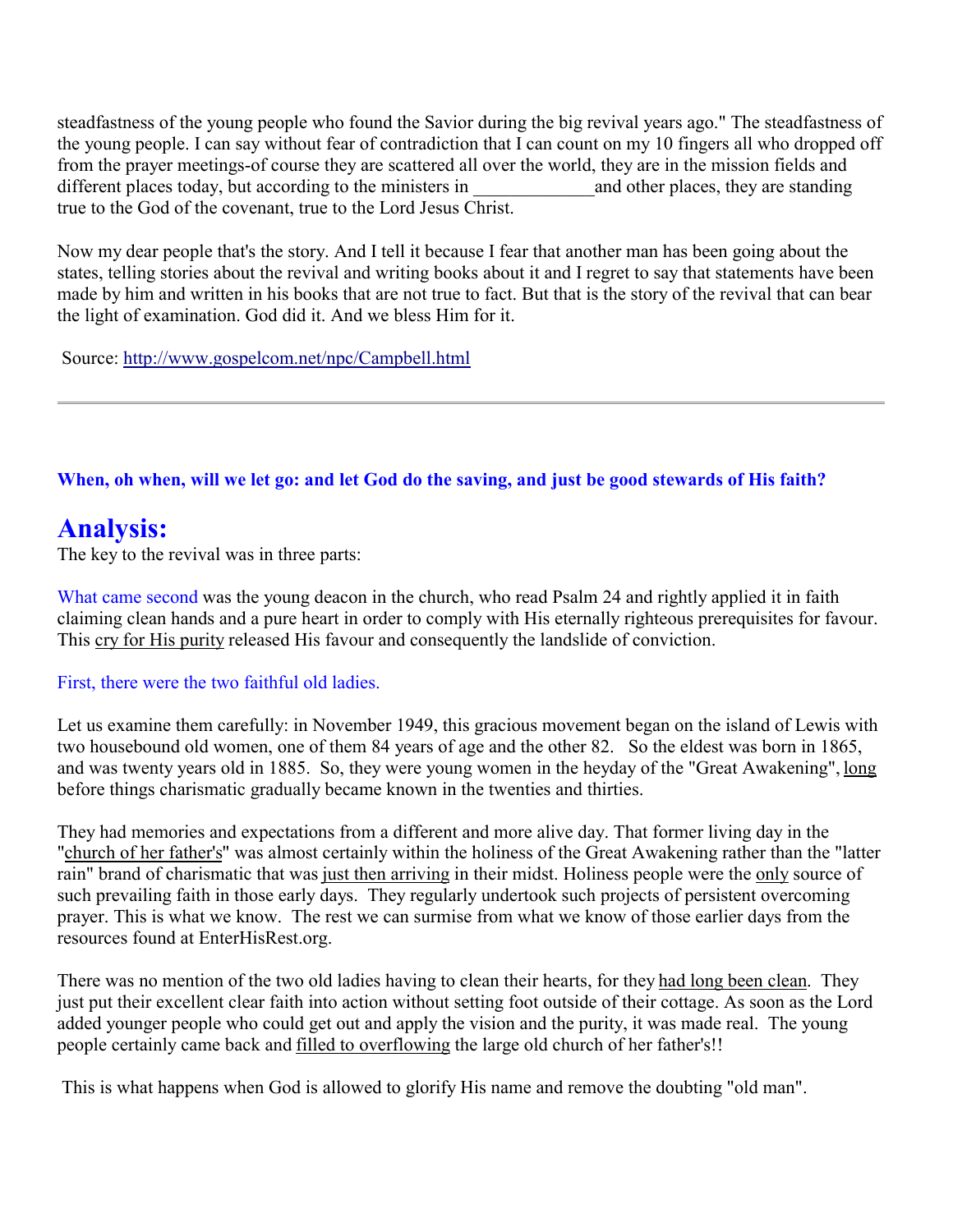steadfastness of the young people who found the Savior during the big revival years ago." The steadfastness of the young people. I can say without fear of contradiction that I can count on my 10 fingers all who dropped off from the prayer meetings-of course they are scattered all over the world, they are in the mission fields and different places today, but according to the ministers in _____________and other places, they are standing true to the God of the covenant, true to the Lord Jesus Christ.

Now my dear people that's the story. And I tell it because I fear that another man has been going about the states, telling stories about the revival and writing books about it and I regret to say that statements have been made by him and written in his books that are not true to fact. But that is the story of the revival that can bear the light of examination. God did it. And we bless Him for it.

Source: http://www.gospelcom.net/npc/Campbell.html

---

**When, oh when, will we let go: and let God do the saving, and just be good stewards of His faith?**

# Analysis:

The key to the revival was in three parts:

What came second was the young deacon in the church, who read Psalm 24 and rightly applied it in faith claiming clean hands and a pure heart in order to comply with His eternally righteous prerequisites for favour. This cry for His purity released His favour and consequently the landslide of conviction.

First, there were the two faithful old ladies.

Let us examine them carefully: in November 1949, this gracious movement began on the island of Lewis with two housebound old women, one of them 84 years of age and the other 82. So the eldest was born in 1865, and was twenty years old in 1885. So, they were young women in the heyday of the "Great Awakening", long before things charismatic gradually became known in the twenties and thirties.

They had memories and expectations from a different and more alive day. That former living day in the "church of her father's" was almost certainly within the holiness of the Great Awakening rather than the "latter rain" brand of charismatic that was just then arriving in their midst. Holiness people were the only source of such prevailing faith in those early days. They regularly undertook such projects of persistent overcoming prayer. This is what we know. The rest we can surmise from what we know of those earlier days from the resources found at EnterHisRest.org.

There was no mention of the two old ladies having to clean their hearts, for they had long been clean. They just put their excellent clear faith into action without setting foot outside of their cottage. As soon as the Lord added younger people who could get out and apply the vision and the purity, it was made real. The young people certainly came back and filled to overflowing the large old church of her father's!!

This is what happens when God is allowed to glorify His name and remove the doubting "old man".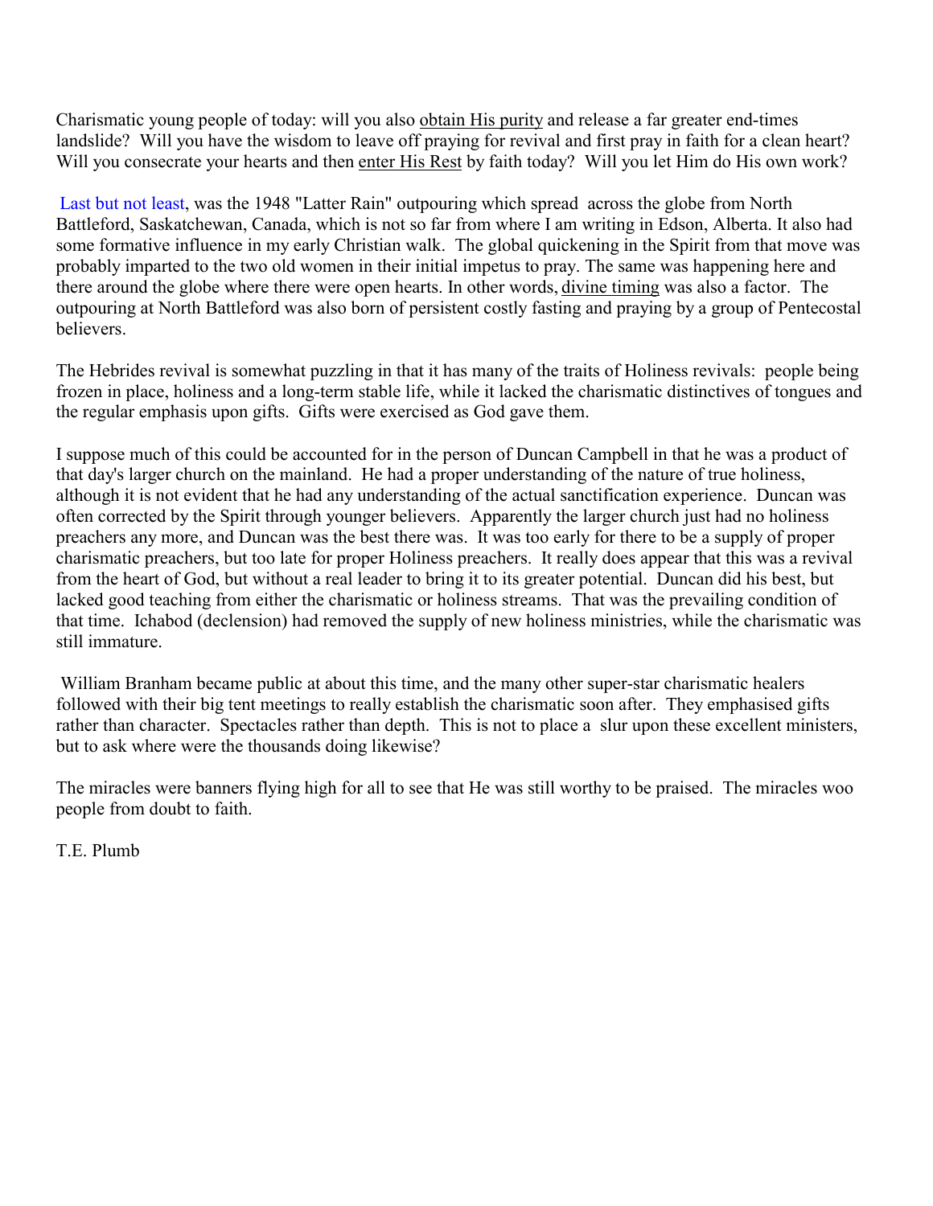Charismatic young people of today: will you also obtain His purity and release a far greater end-times landslide? Will you have the wisdom to leave off praying for revival and first pray in faith for a clean heart? Will you consecrate your hearts and then enter His Rest by faith today? Will you let Him do His own work?

Last but not least, was the 1948 "Latter Rain" outpouring which spread across the globe from North Battleford, Saskatchewan, Canada, which is not so far from where I am writing in Edson, Alberta. It also had some formative influence in my early Christian walk. The global quickening in the Spirit from that move was probably imparted to the two old women in their initial impetus to pray. The same was happening here and there around the globe where there were open hearts. In other words, divine timing was also a factor. The outpouring at North Battleford was also born of persistent costly fasting and praying by a group of Pentecostal believers.

The Hebrides revival is somewhat puzzling in that it has many of the traits of Holiness revivals: people being frozen in place, holiness and a long-term stable life, while it lacked the charismatic distinctives of tongues and the regular emphasis upon gifts. Gifts were exercised as God gave them.

I suppose much of this could be accounted for in the person of Duncan Campbell in that he was a product of that day's larger church on the mainland. He had a proper understanding of the nature of true holiness, although it is not evident that he had any understanding of the actual sanctification experience. Duncan was often corrected by the Spirit through younger believers. Apparently the larger church just had no holiness preachers any more, and Duncan was the best there was. It was too early for there to be a supply of proper charismatic preachers, but too late for proper Holiness preachers. It really does appear that this was a revival from the heart of God, but without a real leader to bring it to its greater potential. Duncan did his best, but lacked good teaching from either the charismatic or holiness streams. That was the prevailing condition of that time. Ichabod (declension) had removed the supply of new holiness ministries, while the charismatic was still immature.

William Branham became public at about this time, and the many other super-star charismatic healers followed with their big tent meetings to really establish the charismatic soon after. They emphasised gifts rather than character. Spectacles rather than depth. This is not to place a slur upon these excellent ministers, but to ask where were the thousands doing likewise?

The miracles were banners flying high for all to see that He was still worthy to be praised. The miracles woo people from doubt to faith.

T.E. Plumb